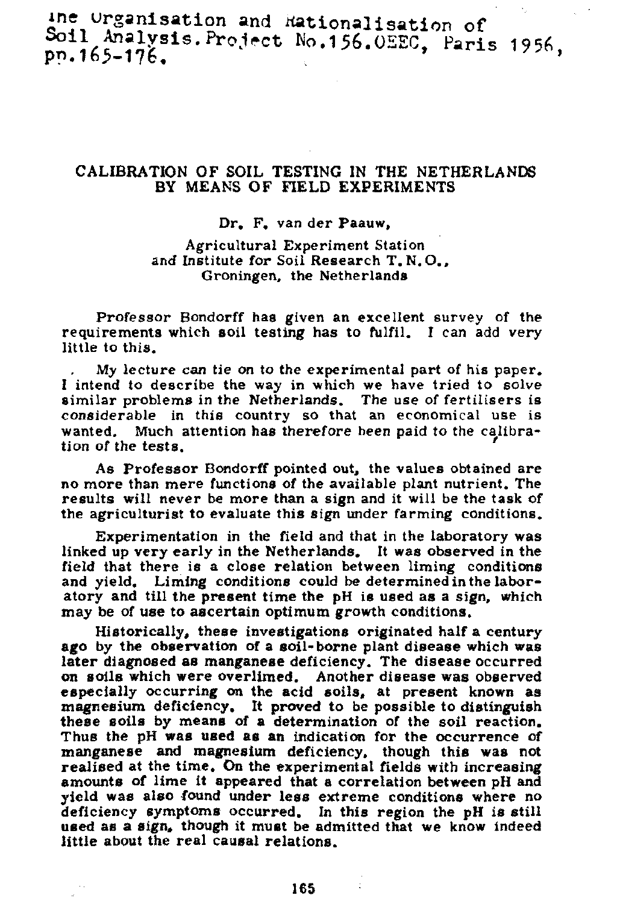The Organisation and Rationalisation of Soil Analysis. Project No.156. OEEC, Paris 1956, pp.165-176.

# CALIBRATION OF SOIL TESTING IN THE NETHERLANDS BY MEANS OF FIELD EXPERIMENTS

Dr. F. van der Paauw,

Agricultural Experiment Station
and Institute for Soil Research T.N.O.,
Groningen, the Netherlands

Professor Bondorff has given an excellent survey of the requirements which soil testing has to fulfil. I can add very little to this.

My lecture can tie on to the experimental part of his paper. I intend to describe the way in which we have tried to solve similar problems in the Netherlands. The use of fertilisers is considerable in this country so that an economical use is wanted. Much attention has therefore been paid to the calibration of the tests.

As Professor Bondorff pointed out, the values obtained are no more than mere functions of the available plant nutrient. The results will never be more than a sign and it will be the task of the agriculturist to evaluate this sign under farming conditions.

Experimentation in the field and that in the laboratory was linked up very early in the Netherlands. It was observed in the field that there is a close relation between liming conditions and yield. Liming conditions could be determined in the laboratory and till the present time the pH is used as a sign, which may be of use to ascertain optimum growth conditions.

Historically, these investigations originated half a century ago by the observation of a soil-borne plant disease which was later diagnosed as manganese deficiency. The disease occurred on soils which were overlimed. Another disease was observed especially occurring on the acid soils, at present known as magnesium deficiency. It proved to be possible to distinguish these soils by means of a determination of the soil reaction. Thus the pH was used as an indication for the occurrence of manganese and magnesium deficiency, though this was not realised at the time. On the experimental fields with increasing amounts of lime it appeared that a correlation between pH and yield was also found under less extreme conditions where no deficiency symptoms occurred. In this region the pH is still used as a sign, though it must be admitted that we know indeed little about the real causal relations.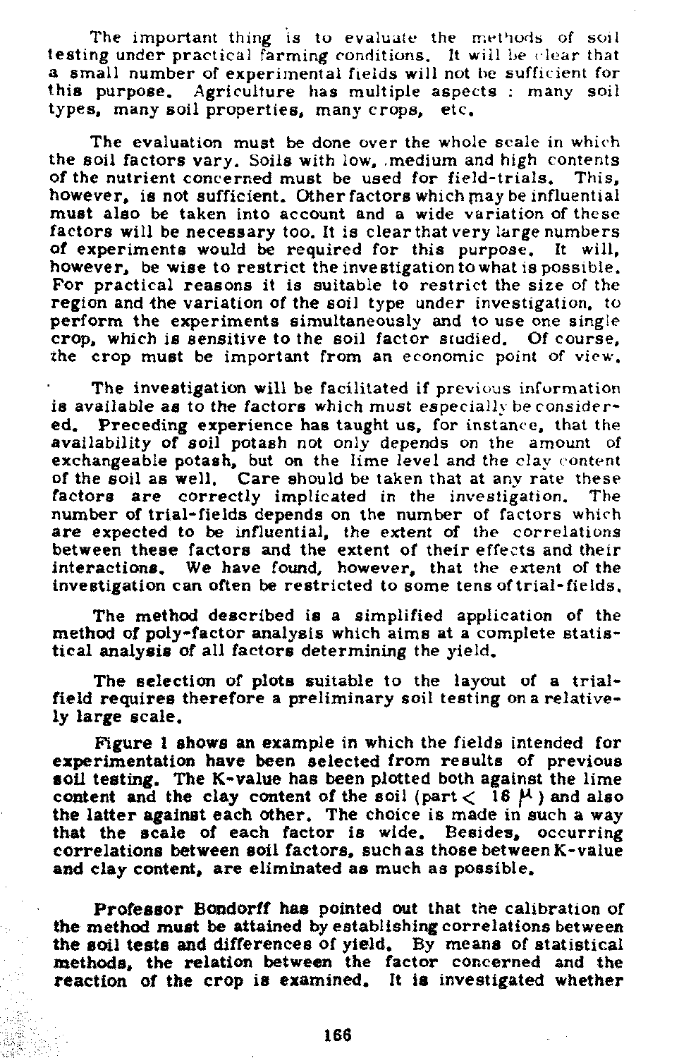The important thing is to evaluate the methods of soil testing under practical farming conditions. It will be clear that a small number of experimental fields will not be sufficient for this purpose. Agriculture has multiple aspects : many soil types, many soil properties, many crops, etc.

The evaluation must be done over the whole scale in which the soil factors vary. Soils with low, medium and high contents of the nutrient concerned must be used for field-trials. This, however, is not sufficient. Other factors which may be influential must also be taken into account and a wide variation of these factors will be necessary too. It is clear that very large numbers of experiments would be required for this purpose. It will, however, be wise to restrict the investigation to what is possible. For practical reasons it is suitable to restrict the size of the region and the variation of the soil type under investigation, to perform the experiments simultaneously and to use one single crop, which is sensitive to the soil factor studied. Of course, the crop must be important from an economic point of view.

The investigation will be facilitated if previous information is available as to the factors which must especially be considered. Preceding experience has taught us, for instance, that the availability of soil potash not only depends on the amount of exchangeable potash, but on the lime level and the clay content of the soil as well. Care should be taken that at any rate these factors are correctly implicated in the investigation. The number of trial-fields depends on the number of factors which are expected to be influential, the extent of the correlations between these factors and the extent of their effects and their interactions. We have found, however, that the extent of the investigation can often be restricted to some tens of trial-fields.

The method described is a simplified application of the method of poly-factor analysis which aims at a complete statistical analysis of all factors determining the yield.

The selection of plots suitable to the layout of a trial-field requires therefore a preliminary soil testing on a relatively large scale.

Figure 1 shows an example in which the fields intended for experimentation have been selected from results of previous soil testing. The K-value has been plotted both against the lime content and the clay content of the soil (part $< 16\ \mu$) and also the latter against each other. The choice is made in such a way that the scale of each factor is wide. Besides, occurring correlations between soil factors, such as those between K-value and clay content, are eliminated as much as possible.

Professor Bondorff has pointed out that the calibration of the method must be attained by establishing correlations between the soil tests and differences of yield. By means of statistical methods, the relation between the factor concerned and the reaction of the crop is examined. It is investigated whether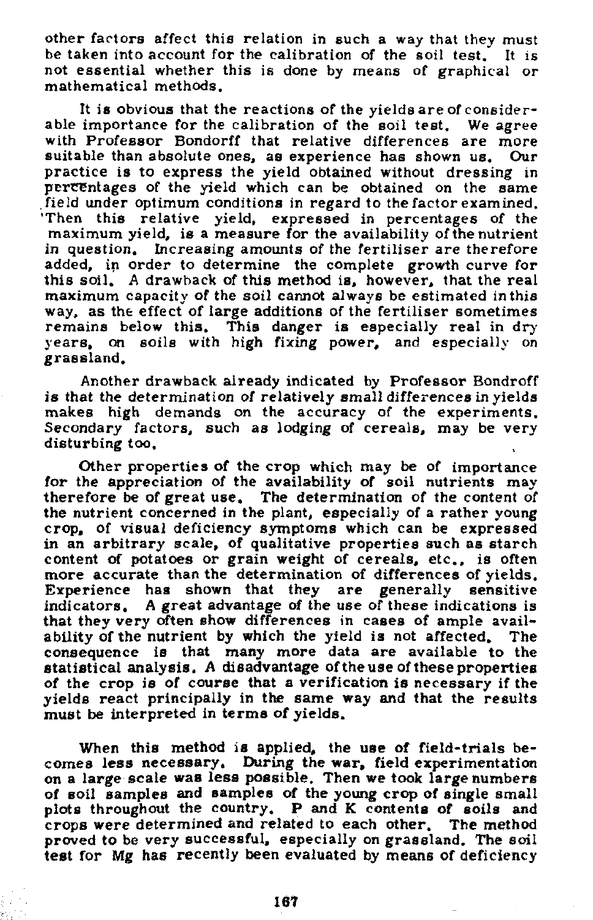other factors affect this relation in such a way that they must be taken into account for the calibration of the soil test. It is not essential whether this is done by means of graphical or mathematical methods.

It is obvious that the reactions of the yields are of considerable importance for the calibration of the soil test. We agree with Professor Bondorff that relative differences are more suitable than absolute ones, as experience has shown us. Our practice is to express the yield obtained without dressing in percentages of the yield which can be obtained on the same field under optimum conditions in regard to the factor examined. Then this relative yield, expressed in percentages of the maximum yield, is a measure for the availability of the nutrient in question. Increasing amounts of the fertiliser are therefore added, in order to determine the complete growth curve for this soil. A drawback of this method is, however, that the real maximum capacity of the soil cannot always be estimated in this way, as the effect of large additions of the fertiliser sometimes remains below this. This danger is especially real in dry years, on soils with high fixing power, and especially on grassland.

Another drawback already indicated by Professor Bondroff is that the determination of relatively small differences in yields makes high demands on the accuracy of the experiments. Secondary factors, such as lodging of cereals, may be very disturbing too.

Other properties of the crop which may be of importance for the appreciation of the availability of soil nutrients may therefore be of great use. The determination of the content of the nutrient concerned in the plant, especially of a rather young crop, of visual deficiency symptoms which can be expressed in an arbitrary scale, of qualitative properties such as starch content of potatoes or grain weight of cereals, etc., is often more accurate than the determination of differences of yields. Experience has shown that they are generally sensitive indicators. A great advantage of the use of these indications is that they very often show differences in cases of ample availability of the nutrient by which the yield is not affected. The consequence is that many more data are available to the statistical analysis. A disadvantage of the use of these properties of the crop is of course that a verification is necessary if the yields react principally in the same way and that the results must be interpreted in terms of yields.

When this method is applied, the use of field-trials becomes less necessary. During the war, field experimentation on a large scale was less possible. Then we took large numbers of soil samples and samples of the young crop of single small plots throughout the country. P and K contents of soils and crops were determined and related to each other. The method proved to be very successful, especially on grassland. The soil test for Mg has recently been evaluated by means of deficiency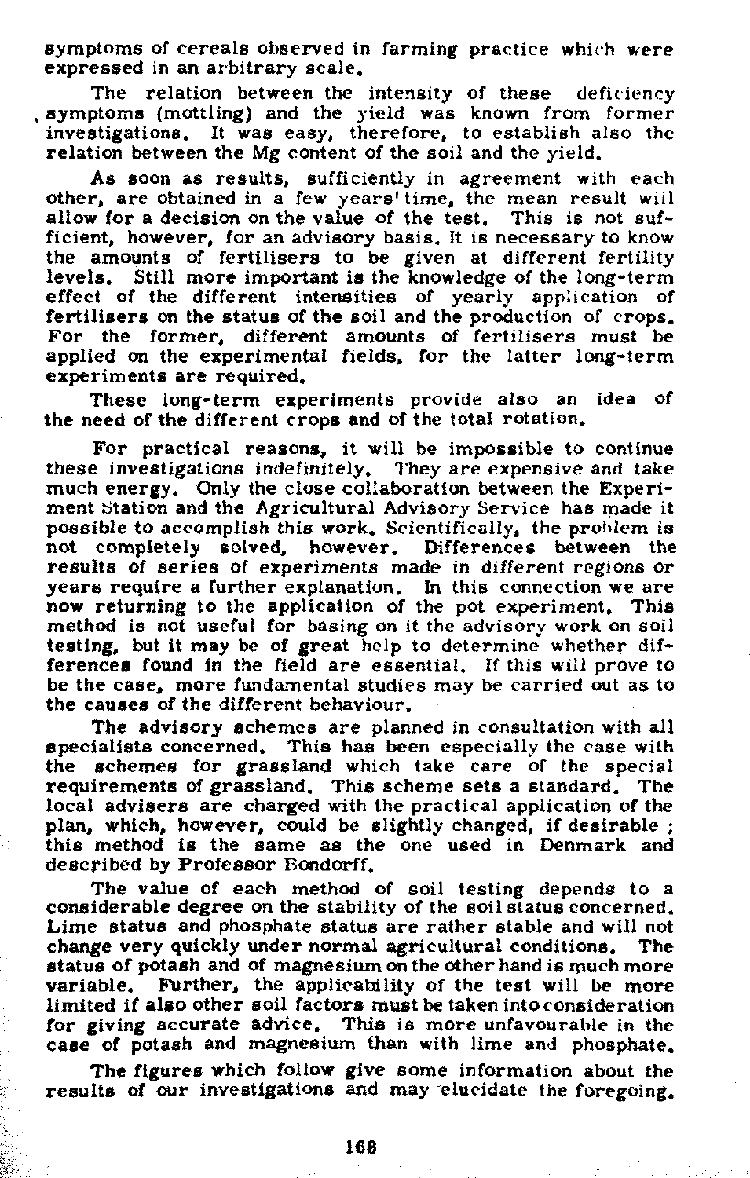symptoms of cereals observed in farming practice which were expressed in an arbitrary scale.

The relation between the intensity of these deficiency symptoms (mottling) and the yield was known from former investigations. It was easy, therefore, to establish also the relation between the Mg content of the soil and the yield.

As soon as results, sufficiently in agreement with each other, are obtained in a few years' time, the mean result will allow for a decision on the value of the test. This is not sufficient, however, for an advisory basis. It is necessary to know the amounts of fertilisers to be given at different fertility levels. Still more important is the knowledge of the long-term effect of the different intensities of yearly application of fertilisers on the status of the soil and the production of crops. For the former, different amounts of fertilisers must be applied on the experimental fields, for the latter long-term experiments are required.

These long-term experiments provide also an idea of the need of the different crops and of the total rotation.

For practical reasons, it will be impossible to continue these investigations indefinitely. They are expensive and take much energy. Only the close collaboration between the Experiment Station and the Agricultural Advisory Service has made it possible to accomplish this work. Scientifically, the problem is not completely solved, however. Differences between the results of series of experiments made in different regions or years require a further explanation. In this connection we are now returning to the application of the pot experiment. This method is not useful for basing on it the advisory work on soil testing, but it may be of great help to determine whether differences found in the field are essential. If this will prove to be the case, more fundamental studies may be carried out as to the causes of the different behaviour.

The advisory schemes are planned in consultation with all specialists concerned. This has been especially the case with the schemes for grassland which take care of the special requirements of grassland. This scheme sets a standard. The local advisers are charged with the practical application of the plan, which, however, could be slightly changed, if desirable ; this method is the same as the one used in Denmark and described by Professor Bondorff.

The value of each method of soil testing depends to a considerable degree on the stability of the soil status concerned. Lime status and phosphate status are rather stable and will not change very quickly under normal agricultural conditions. The status of potash and of magnesium on the other hand is much more variable. Further, the applicability of the test will be more limited if also other soil factors must be taken into consideration for giving accurate advice. This is more unfavourable in the case of potash and magnesium than with lime and phosphate.

The figures which follow give some information about the results of our investigations and may elucidate the foregoing.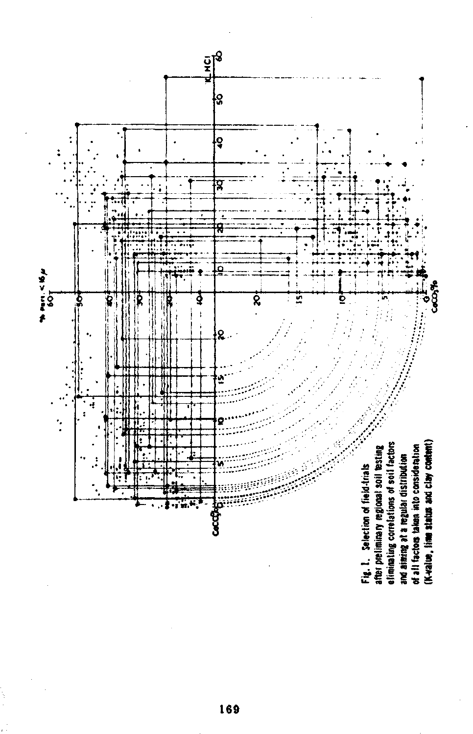Fig. 1. Selection of field-trials after preliminary regional soil testing eliminating correlations of soil factors and aiming at a regular distribution of all factors taken into consideration (K-value, lime status and clay content)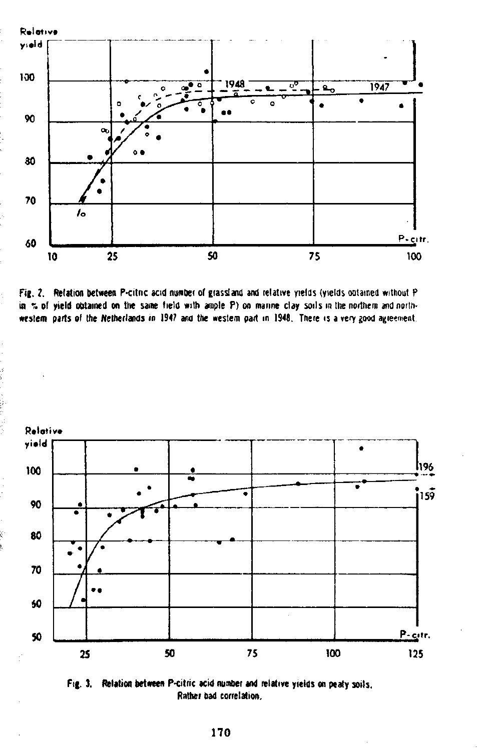Fig. 2. Relation between P-citric acid number of grassland and relative yields (yields obtained without P in % of yield obtained on the same field with ample P) on marine clay soils in the northern and northwestern parts of the Netherlands in 1947 and the western part in 1948. There is a very good agreement.

Fig. 3. Relation between P-citric acid number and relative yields on peaty soils. Rather bad correlation.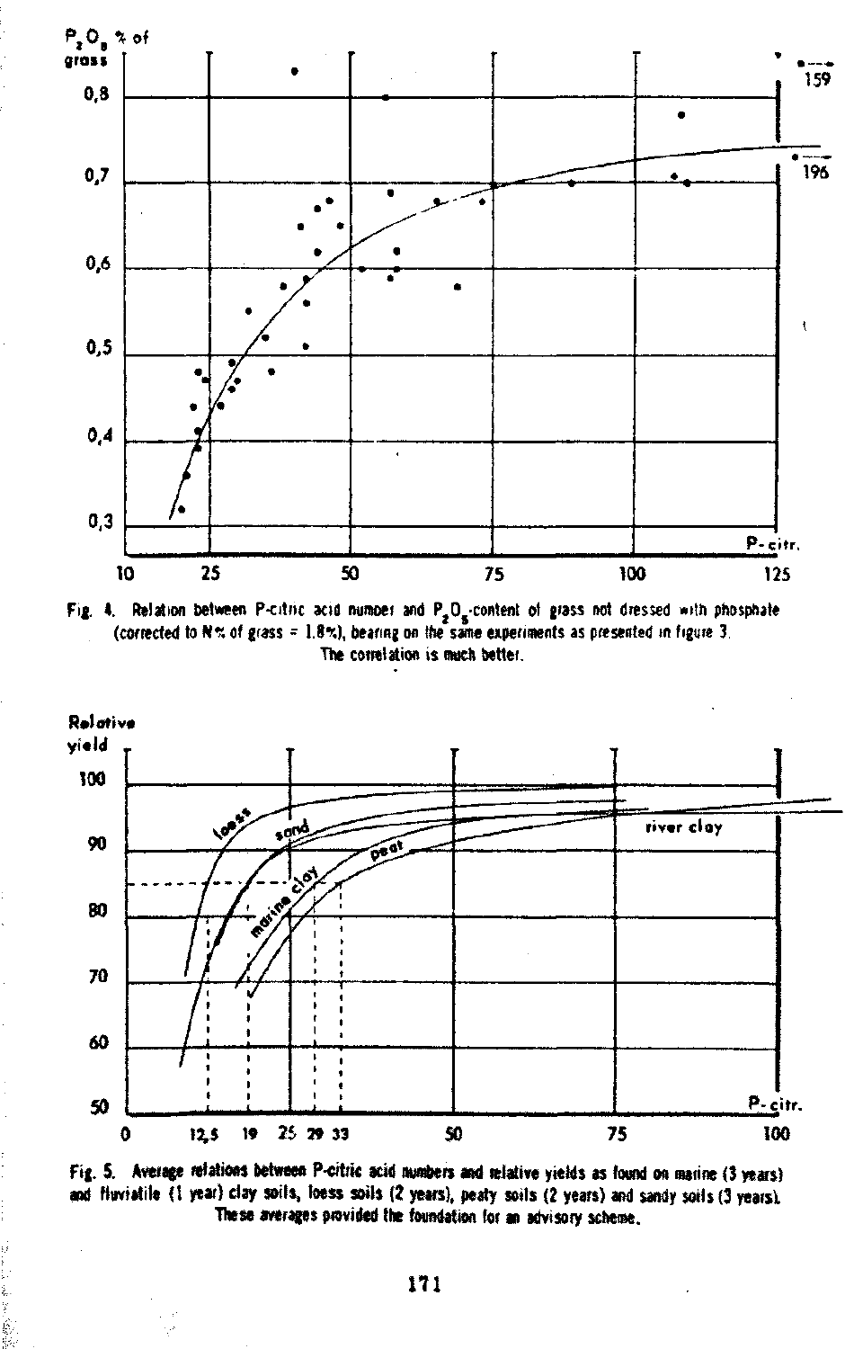Fig. 4. Relation between P-citric acid number and $P_2O_5$-content of grass not dressed with phosphate (corrected to N% of grass = 1.8%), bearing on the same experiments as presented in figure 3. The correlation is much better.

Fig. 5. Average relations between P-citric acid numbers and relative yields as found on marine (3 years) and fluviatile (1 year) clay soils, loess soils (2 years), peaty soils (2 years) and sandy soils (3 years). These averages provided the foundation for an advisory scheme.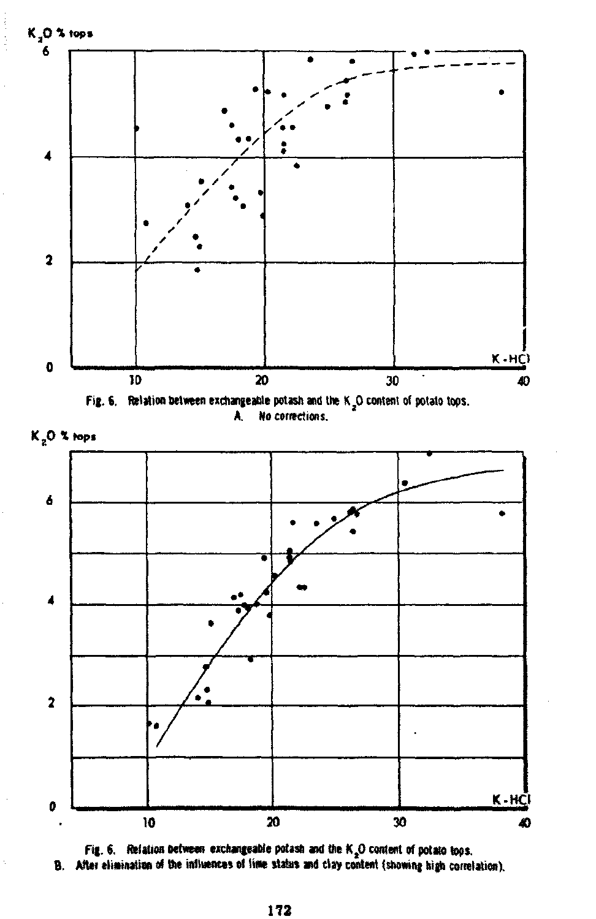Fig. 6. Relation between exchangeable potash and the $K_2O$ content of potato tops.
A. No corrections.

Fig. 6. Relation between exchangeable potash and the $K_2O$ content of potato tops.
B. After elimination of the influences of lime status and clay content (showing high correlation).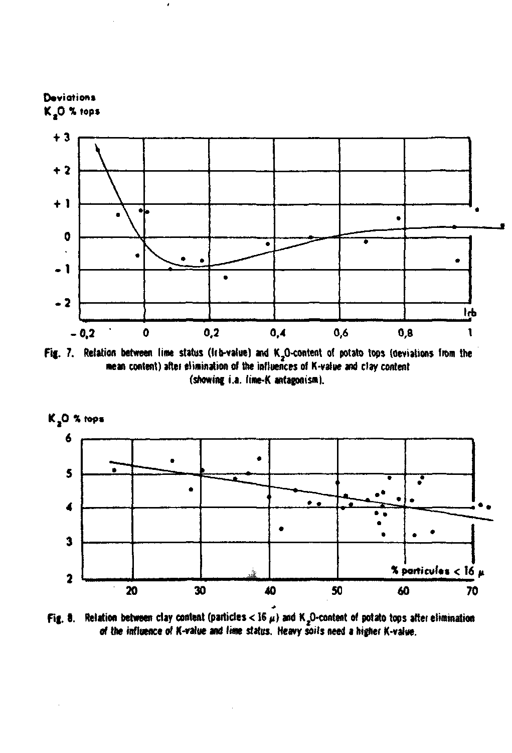Fig. 7. Relation between lime status (lrb-value) and $K_2O$-content of potato tops (deviations from the mean content) after elimination of the influences of K-value and clay content (showing i.a. lime-K antagonism).

Fig. 8. Relation between clay content (particles < 16 $\mu$) and $K_2O$-content of potato tops after elimination of the influence of K-value and lime status. Heavy soils need a higher K-value.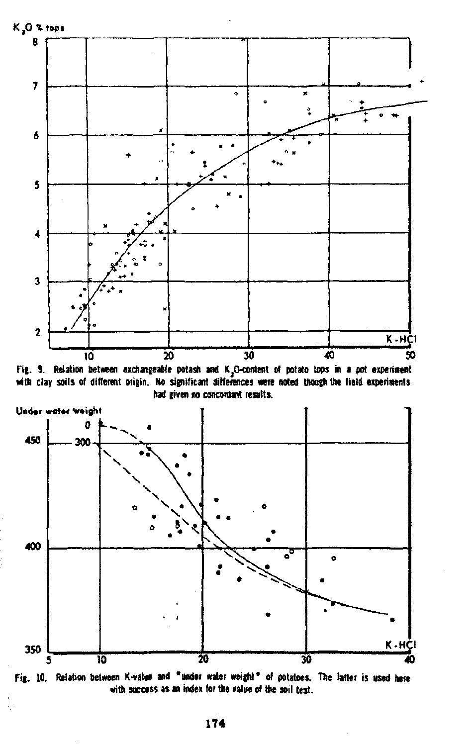Fig. 9. Relation between exchangeable potash and $K_2O$-content of potato tops in a pot experiment with clay soils of different origin. No significant differences were noted though the field experiments had given no concordant results.

Fig. 10. Relation between K-value and "under water weight" of potatoes. The latter is used here with success as an index for the value of the soil test.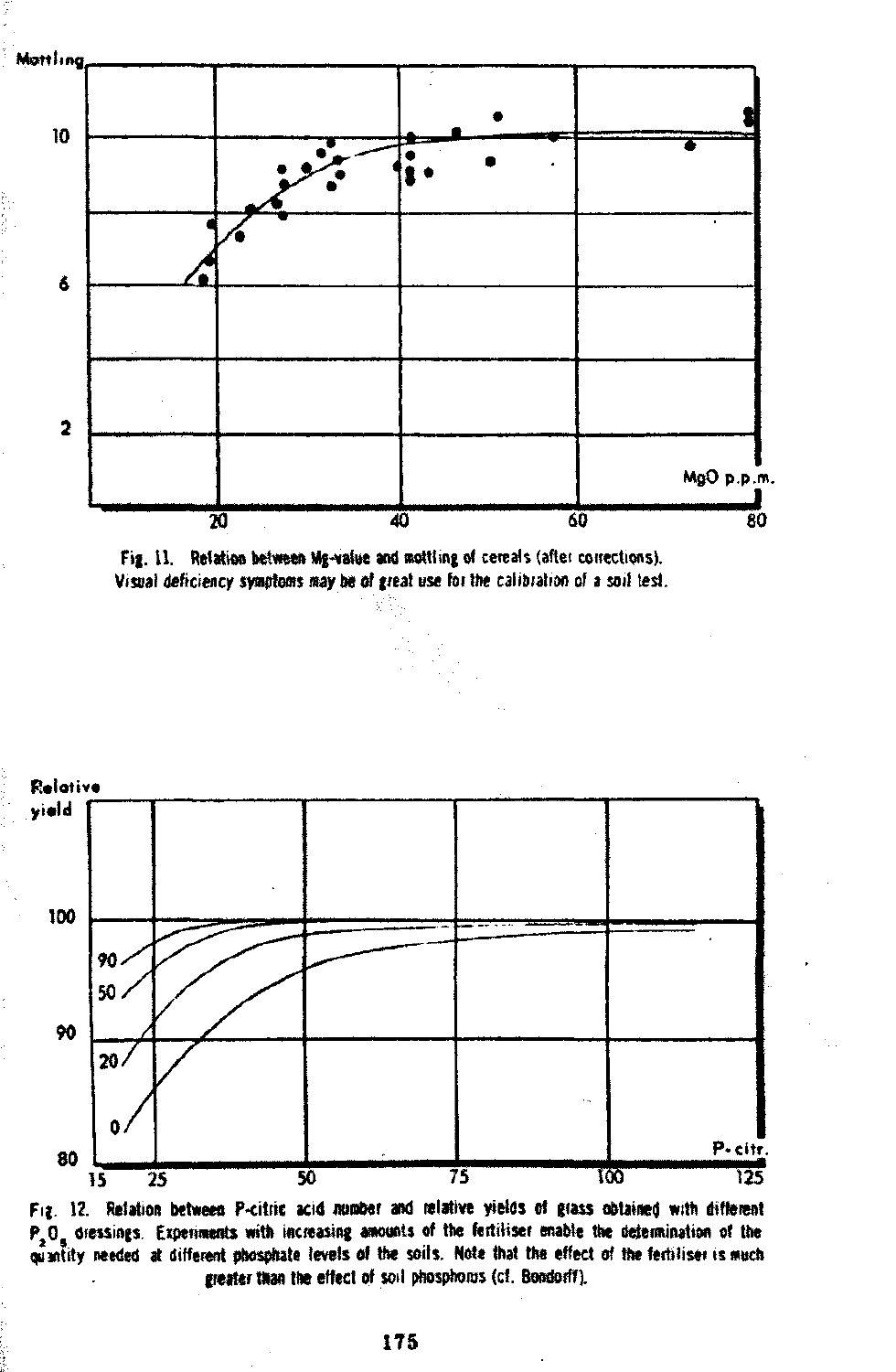Fig. 11. Relation between Mg-value and mottling of cereals (after corrections). *Visual deficiency symptoms may be of great use for the calibration of a soil test.*

Fig. 12. Relation between P-citric acid number and relative yields of grass obtained with different $P_2O_5$ dressings. Experiments with increasing amounts of the fertiliser enable the determination of the quantity needed at different phosphate levels of the soils. Note that the effect of the fertiliser is much greater than the effect of soil phosphorus (cf. Bondorff).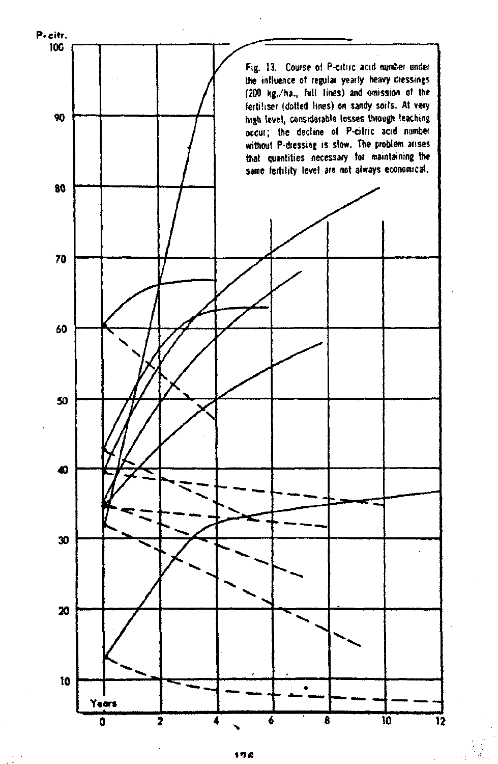P-citr.

100

90

80

70

60

50

40

30

20

10

Years

0 2 4 6 8 10 12

Fig. 13. Course of P-citric acid number under the influence of regular yearly heavy dressings (200 kg./ha., full lines) and omission of the fertiliser (dotted lines) on sandy soils. At very high level, considerable losses through leaching occur; the decline of P-citric acid number without P-dressing is slow. The problem arises that quantities necessary for maintaining the same fertility level are not always economical.